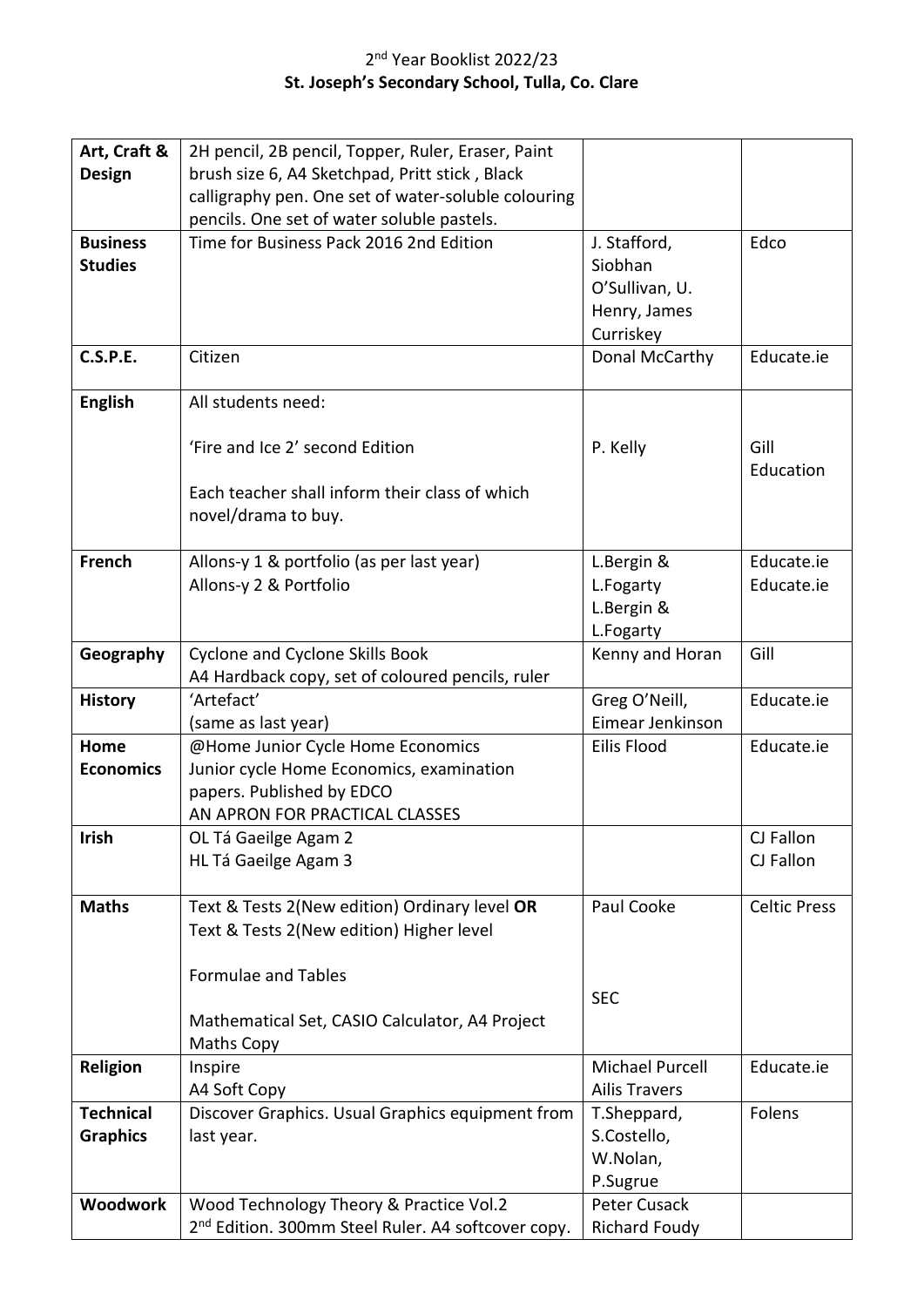# 2nd Year Booklist 2022/23

## St. Joseph's Secondary School, Tulla, Co. Clare

| | | | |
|---|---|---|---|
| **Art, Craft & Design** | 2H pencil, 2B pencil, Topper, Ruler, Eraser, Paint brush size 6, A4 Sketchpad, Pritt stick , Black calligraphy pen. One set of water-soluble colouring pencils. One set of water soluble pastels. | | |
| **Business Studies** | Time for Business Pack 2016 2nd Edition | J. Stafford, Siobhan O'Sullivan, U. Henry, James Curriskey | Edco |
| **C.S.P.E.** | Citizen | Donal McCarthy | Educate.ie |
| **English** | All students need:<br><br>'Fire and Ice 2' second Edition<br><br>Each teacher shall inform their class of which novel/drama to buy. | P. Kelly | Gill Education |
| **French** | Allons-y 1 & portfolio (as per last year)<br>Allons-y 2 & Portfolio | L.Bergin & L.Fogarty<br>L.Bergin & L.Fogarty | Educate.ie<br>Educate.ie |
| **Geography** | Cyclone and Cyclone Skills Book<br>A4 Hardback copy, set of coloured pencils, ruler | Kenny and Horan | Gill |
| **History** | 'Artefact'<br>(same as last year) | Greg O'Neill, Eimear Jenkinson | Educate.ie |
| **Home Economics** | @Home Junior Cycle Home Economics<br>Junior cycle Home Economics, examination papers. Published by EDCO<br>AN APRON FOR PRACTICAL CLASSES | Eilis Flood | Educate.ie |
| **Irish** | OL Tá Gaeilge Agam 2<br>HL Tá Gaeilge Agam 3 | | CJ Fallon<br>CJ Fallon |
| **Maths** | Text & Tests 2(New edition) Ordinary level **OR**<br>Text & Tests 2(New edition) Higher level<br><br>Formulae and Tables<br><br>Mathematical Set, CASIO Calculator, A4 Project Maths Copy | Paul Cooke<br><br>SEC | Celtic Press |
| **Religion** | Inspire<br>A4 Soft Copy | Michael Purcell<br>Ailis Travers | Educate.ie |
| **Technical Graphics** | Discover Graphics. Usual Graphics equipment from last year. | T.Sheppard, S.Costello, W.Nolan, P.Sugrue | Folens |
| **Woodwork** | Wood Technology Theory & Practice Vol.2<br>2nd Edition. 300mm Steel Ruler. A4 softcover copy. | Peter Cusack<br>Richard Foudy | |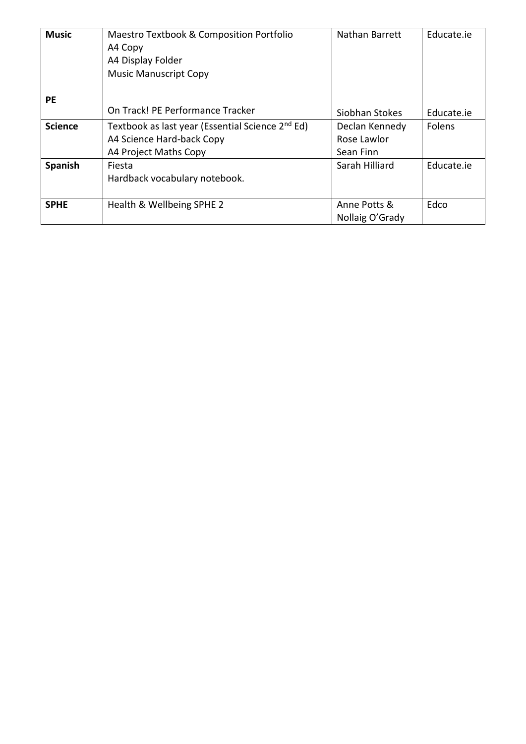| | | | |
|---|---|---|---|
| **Music** | Maestro Textbook & Composition Portfolio<br>A4 Copy<br>A4 Display Folder<br>Music Manuscript Copy | Nathan Barrett | Educate.ie |
| **PE** | On Track! PE Performance Tracker | Siobhan Stokes | Educate.ie |
| **Science** | Textbook as last year (Essential Science 2nd Ed)<br>A4 Science Hard-back Copy<br>A4 Project Maths Copy | Declan Kennedy<br>Rose Lawlor<br>Sean Finn | Folens |
| **Spanish** | Fiesta<br>Hardback vocabulary notebook. | Sarah Hilliard | Educate.ie |
| **SPHE** | Health & Wellbeing SPHE 2 | Anne Potts &<br>Nollaig O'Grady | Edco |